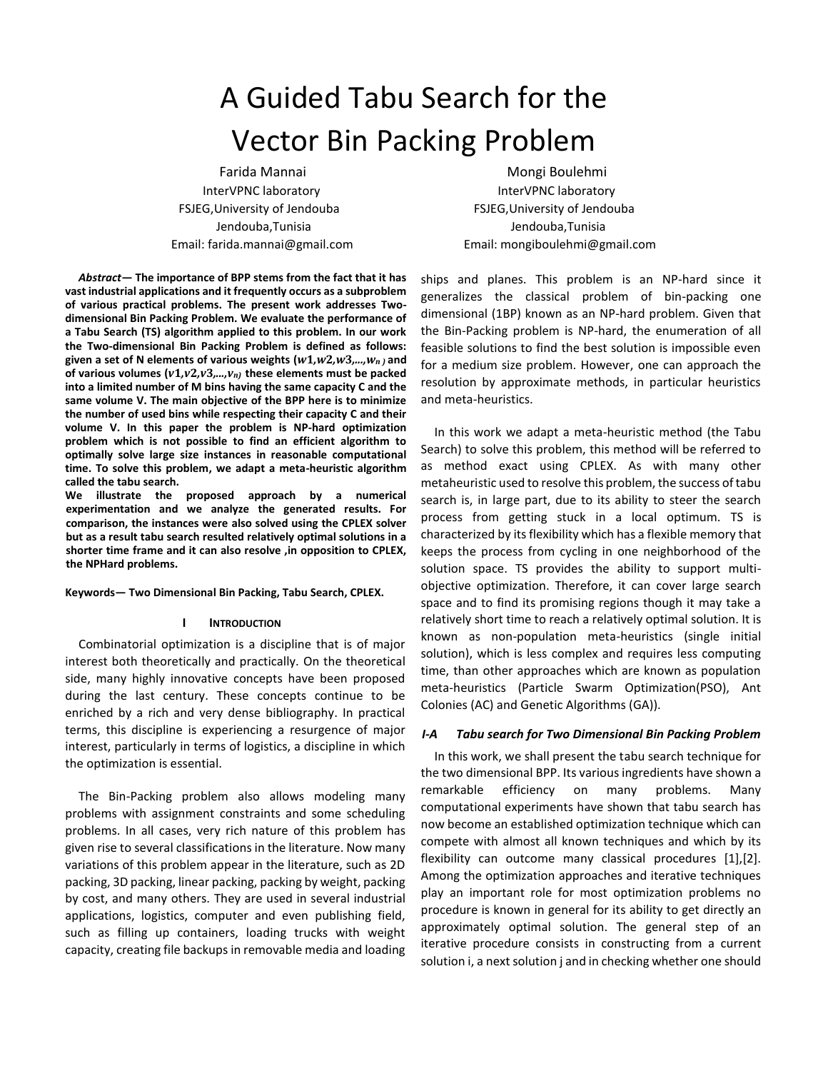# A Guided Tabu Search for the Vector Bin Packing Problem

Farida Mannai
InterVPNC laboratory
FSJEG,University of Jendouba
Jendouba,Tunisia
Email: farida.mannai@gmail.com

Mongi Boulehmi
InterVPNC laboratory
FSJEG,University of Jendouba
Jendouba,Tunisia
Email: mongiboulehmi@gmail.com

***Abstract*— The importance of BPP stems from the fact that it has vast industrial applications and it frequently occurs as a subproblem of various practical problems. The present work addresses Two-dimensional Bin Packing Problem. We evaluate the performance of a Tabu Search (TS) algorithm applied to this problem. In our work the Two-dimensional Bin Packing Problem is defined as follows: given a set of N elements of various weights ($w1,w2,w3,\ldots,w_n$ ) and of various volumes ($v1,v2,v3,\ldots,v_n$) these elements must be packed into a limited number of M bins having the same capacity C and the same volume V. The main objective of the BPP here is to minimize the number of used bins while respecting their capacity C and their volume V. In this paper the problem is NP-hard optimization problem which is not possible to find an efficient algorithm to optimally solve large size instances in reasonable computational time. To solve this problem, we adapt a meta-heuristic algorithm called the tabu search.**
**We illustrate the proposed approach by a numerical experimentation and we analyze the generated results. For comparison, the instances were also solved using the CPLEX solver but as a result tabu search resulted relatively optimal solutions in a shorter time frame and it can also resolve ,in opposition to CPLEX, the NPHard problems.**

**Keywords— Two Dimensional Bin Packing, Tabu Search, CPLEX.**

## I INTRODUCTION

Combinatorial optimization is a discipline that is of major interest both theoretically and practically. On the theoretical side, many highly innovative concepts have been proposed during the last century. These concepts continue to be enriched by a rich and very dense bibliography. In practical terms, this discipline is experiencing a resurgence of major interest, particularly in terms of logistics, a discipline in which the optimization is essential.

The Bin-Packing problem also allows modeling many problems with assignment constraints and some scheduling problems. In all cases, very rich nature of this problem has given rise to several classifications in the literature. Now many variations of this problem appear in the literature, such as 2D packing, 3D packing, linear packing, packing by weight, packing by cost, and many others. They are used in several industrial applications, logistics, computer and even publishing field, such as filling up containers, loading trucks with weight capacity, creating file backups in removable media and loading ships and planes. This problem is an NP-hard since it generalizes the classical problem of bin-packing one dimensional (1BP) known as an NP-hard problem. Given that the Bin-Packing problem is NP-hard, the enumeration of all feasible solutions to find the best solution is impossible even for a medium size problem. However, one can approach the resolution by approximate methods, in particular heuristics and meta-heuristics.

In this work we adapt a meta-heuristic method (the Tabu Search) to solve this problem, this method will be referred to as method exact using CPLEX. As with many other metaheuristic used to resolve this problem, the success of tabu search is, in large part, due to its ability to steer the search process from getting stuck in a local optimum. TS is characterized by its flexibility which has a flexible memory that keeps the process from cycling in one neighborhood of the solution space. TS provides the ability to support multi-objective optimization. Therefore, it can cover large search space and to find its promising regions though it may take a relatively short time to reach a relatively optimal solution. It is known as non-population meta-heuristics (single initial solution), which is less complex and requires less computing time, than other approaches which are known as population meta-heuristics (Particle Swarm Optimization(PSO), Ant Colonies (AC) and Genetic Algorithms (GA)).

### *I-A Tabu search for Two Dimensional Bin Packing Problem*

In this work, we shall present the tabu search technique for the two dimensional BPP. Its various ingredients have shown a remarkable efficiency on many problems. Many computational experiments have shown that tabu search has now become an established optimization technique which can compete with almost all known techniques and which by its flexibility can outcome many classical procedures [1],[2]. Among the optimization approaches and iterative techniques play an important role for most optimization problems no procedure is known in general for its ability to get directly an approximately optimal solution. The general step of an iterative procedure consists in constructing from a current solution i, a next solution j and in checking whether one should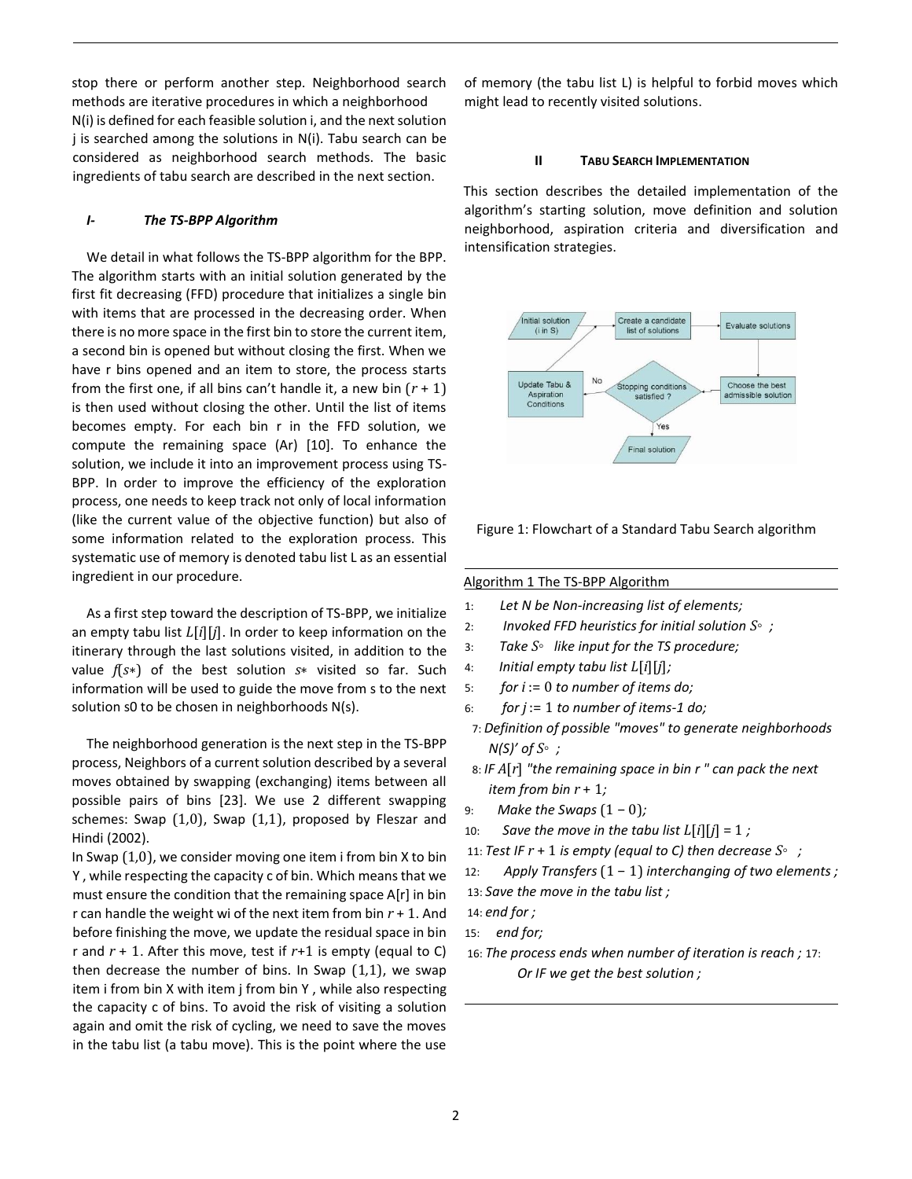stop there or perform another step. Neighborhood search methods are iterative procedures in which a neighborhood N(i) is defined for each feasible solution i, and the next solution j is searched among the solutions in N(i). Tabu search can be considered as neighborhood search methods. The basic ingredients of tabu search are described in the next section.

### *I- The TS-BPP Algorithm*

We detail in what follows the TS-BPP algorithm for the BPP. The algorithm starts with an initial solution generated by the first fit decreasing (FFD) procedure that initializes a single bin with items that are processed in the decreasing order. When there is no more space in the first bin to store the current item, a second bin is opened but without closing the first. When we have r bins opened and an item to store, the process starts from the first one, if all bins can't handle it, a new bin $(r + 1)$ is then used without closing the other. Until the list of items becomes empty. For each bin r in the FFD solution, we compute the remaining space (Ar) [10]. To enhance the solution, we include it into an improvement process using TS-BPP. In order to improve the efficiency of the exploration process, one needs to keep track not only of local information (like the current value of the objective function) but also of some information related to the exploration process. This systematic use of memory is denoted tabu list L as an essential ingredient in our procedure.

As a first step toward the description of TS-BPP, we initialize an empty tabu list $L[i][j]$. In order to keep information on the itinerary through the last solutions visited, in addition to the value $f(s*)$ of the best solution $s*$ visited so far. Such information will be used to guide the move from s to the next solution s0 to be chosen in neighborhoods N(s).

The neighborhood generation is the next step in the TS-BPP process, Neighbors of a current solution described by a several moves obtained by swapping (exchanging) items between all possible pairs of bins [23]. We use 2 different swapping schemes: Swap $(1,0)$, Swap $(1,1)$, proposed by Fleszar and Hindi (2002).
In Swap $(1,0)$, we consider moving one item i from bin X to bin Y , while respecting the capacity c of bin. Which means that we must ensure the condition that the remaining space A[r] in bin r can handle the weight wi of the next item from bin $r + 1$. And before finishing the move, we update the residual space in bin r and $r + 1$. After this move, test if $r$+1 is empty (equal to C) then decrease the number of bins. In Swap $(1,1)$, we swap item i from bin X with item j from bin Y , while also respecting the capacity c of bins. To avoid the risk of visiting a solution again and omit the risk of cycling, we need to save the moves in the tabu list (a tabu move). This is the point where the use of memory (the tabu list L) is helpful to forbid moves which might lead to recently visited solutions.

## II TABU SEARCH IMPLEMENTATION

This section describes the detailed implementation of the algorithm's starting solution, move definition and solution neighborhood, aspiration criteria and diversification and intensification strategies.

Initial solution (i in S) → Create a candidate list of solutions → Evaluate solutions → Choose the best admissible solution → Stopping conditions satisfied? — No → Update Tabu & Aspiration Conditions → Initial solution; Yes → Final solution

Figure 1: Flowchart of a Standard Tabu Search algorithm

Algorithm 1 The TS-BPP Algorithm

1: *Let N be Non-increasing list of elements;*
2: *Invoked FFD heuristics for initial solution $S_{\circ}$ ;*
3: *Take $S_{\circ}$ like input for the TS procedure;*
4: *Initial empty tabu list $L[i][j]$;*
5: *for $i := 0$ to number of items do;*
6: *for $j := 1$ to number of items-1 do;*
7: *Definition of possible "moves" to generate neighborhoods N(S)' of $S_{\circ}$ ;*
8: *IF $A[r]$ "the remaining space in bin r " can pack the next item from bin $r + 1$;*
9: *Make the Swaps $(1 - 0)$;*
10: *Save the move in the tabu list $L[i][j] = 1$ ;*
11: *Test IF $r + 1$ is empty (equal to C) then decrease $S_{\circ}$ ;*
12: *Apply Transfers $(1 - 1)$ interchanging of two elements ;*
13: *Save the move in the tabu list ;*
14: *end for ;*
15: *end for;*
16: *The process ends when number of iteration is reach ;*
17: *Or IF we get the best solution ;*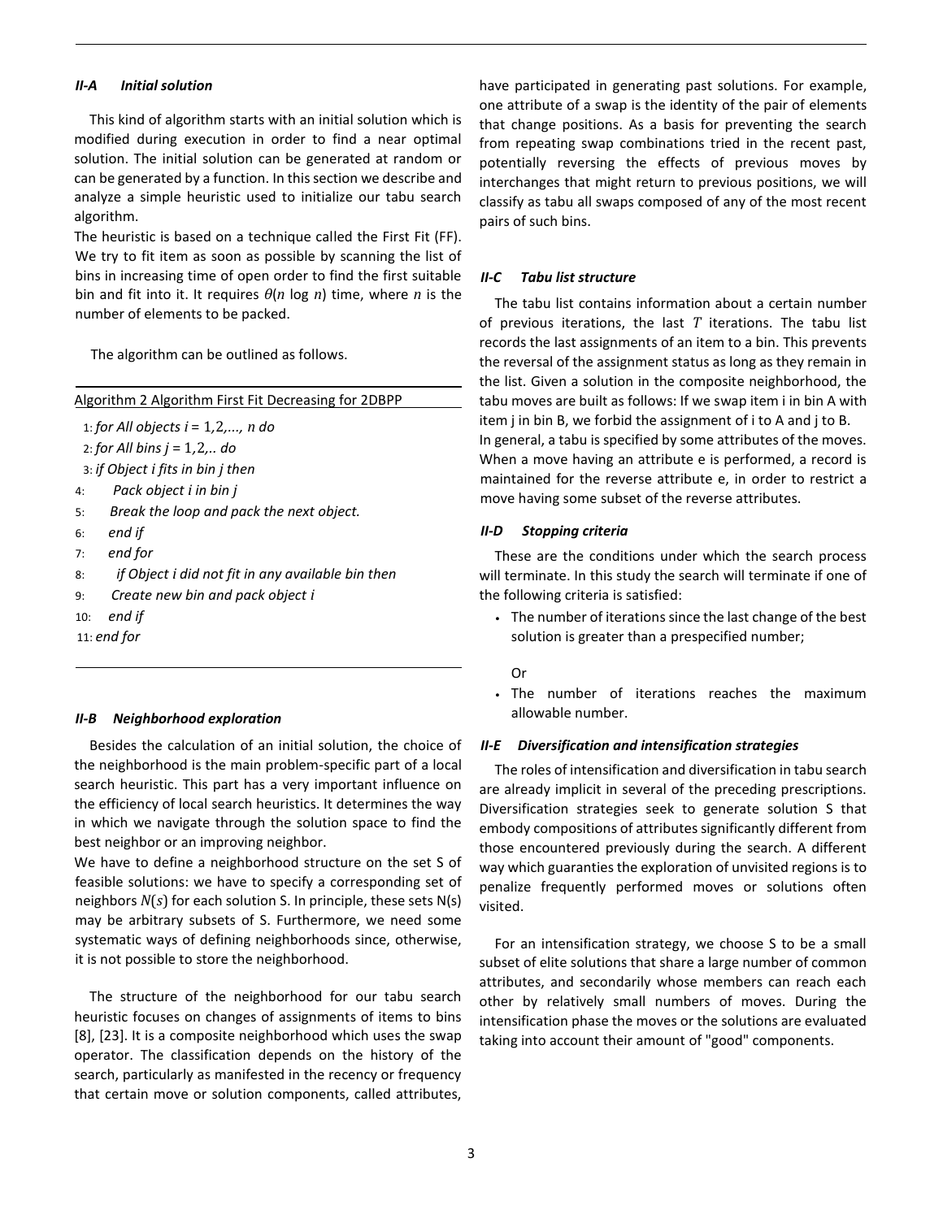### II-A Initial solution

This kind of algorithm starts with an initial solution which is modified during execution in order to find a near optimal solution. The initial solution can be generated at random or can be generated by a function. In this section we describe and analyze a simple heuristic used to initialize our tabu search algorithm.

The heuristic is based on a technique called the First Fit (FF). We try to fit item as soon as possible by scanning the list of bins in increasing time of open order to find the first suitable bin and fit into it. It requires $\theta(n \log n)$ time, where $n$ is the number of elements to be packed.

The algorithm can be outlined as follows.

Algorithm 2 Algorithm First Fit Decreasing for 2DBPP

```
1: for All objects i = 1,2,..., n do
2: for All bins j = 1,2,.. do
3: if Object i fits in bin j then
4:     Pack object i in bin j
5:     Break the loop and pack the next object.
6:   end if
7:   end for
8:    if Object i did not fit in any available bin then
9:    Create new bin and pack object i
10:  end if
11: end for
```

### II-B Neighborhood exploration

Besides the calculation of an initial solution, the choice of the neighborhood is the main problem-specific part of a local search heuristic. This part has a very important influence on the efficiency of local search heuristics. It determines the way in which we navigate through the solution space to find the best neighbor or an improving neighbor.

We have to define a neighborhood structure on the set S of feasible solutions: we have to specify a corresponding set of neighbors $N(s)$ for each solution S. In principle, these sets N(s) may be arbitrary subsets of S. Furthermore, we need some systematic ways of defining neighborhoods since, otherwise, it is not possible to store the neighborhood.

The structure of the neighborhood for our tabu search heuristic focuses on changes of assignments of items to bins [8], [23]. It is a composite neighborhood which uses the swap operator. The classification depends on the history of the search, particularly as manifested in the recency or frequency that certain move or solution components, called attributes, have participated in generating past solutions. For example, one attribute of a swap is the identity of the pair of elements that change positions. As a basis for preventing the search from repeating swap combinations tried in the recent past, potentially reversing the effects of previous moves by interchanges that might return to previous positions, we will classify as tabu all swaps composed of any of the most recent pairs of such bins.

### II-C Tabu list structure

The tabu list contains information about a certain number of previous iterations, the last $T$ iterations. The tabu list records the last assignments of an item to a bin. This prevents the reversal of the assignment status as long as they remain in the list. Given a solution in the composite neighborhood, the tabu moves are built as follows: If we swap item i in bin A with item j in bin B, we forbid the assignment of i to A and j to B.

In general, a tabu is specified by some attributes of the moves. When a move having an attribute e is performed, a record is maintained for the reverse attribute e, in order to restrict a move having some subset of the reverse attributes.

### II-D Stopping criteria

These are the conditions under which the search process will terminate. In this study the search will terminate if one of the following criteria is satisfied:

- The number of iterations since the last change of the best solution is greater than a prespecified number;

  Or

- The number of iterations reaches the maximum allowable number.

### II-E Diversification and intensification strategies

The roles of intensification and diversification in tabu search are already implicit in several of the preceding prescriptions. Diversification strategies seek to generate solution S that embody compositions of attributes significantly different from those encountered previously during the search. A different way which guaranties the exploration of unvisited regions is to penalize frequently performed moves or solutions often visited.

For an intensification strategy, we choose S to be a small subset of elite solutions that share a large number of common attributes, and secondarily whose members can reach each other by relatively small numbers of moves. During the intensification phase the moves or the solutions are evaluated taking into account their amount of "good" components.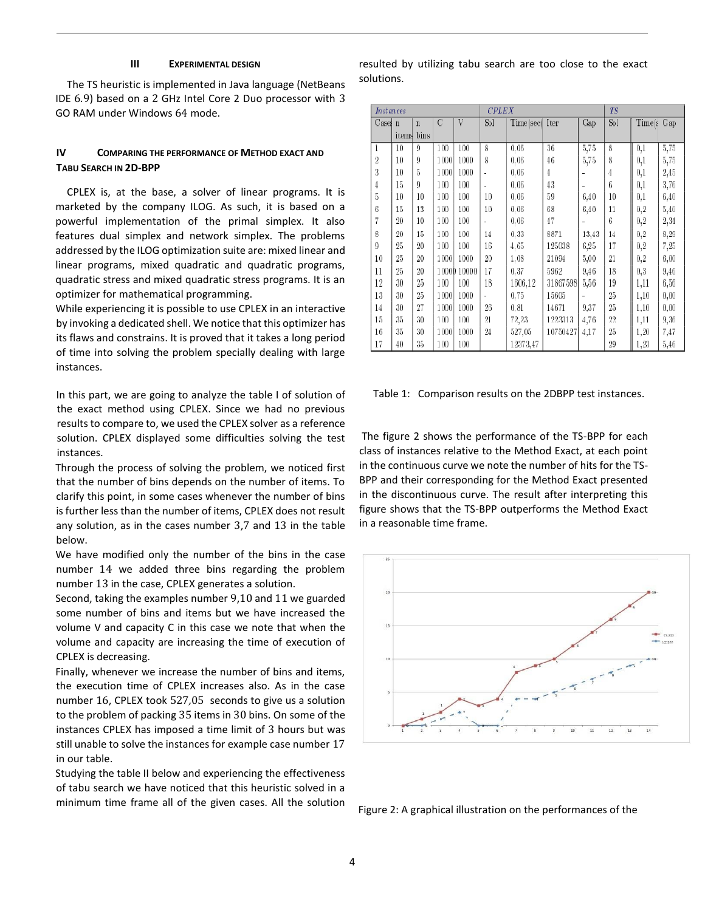## III EXPERIMENTAL DESIGN

The TS heuristic is implemented in Java language (NetBeans IDE 6.9) based on a 2 GHz Intel Core 2 Duo processor with 3 GO RAM under Windows 64 mode.

## IV COMPARING THE PERFORMANCE OF METHOD EXACT AND TABU SEARCH IN 2D-BPP

CPLEX is, at the base, a solver of linear programs. It is marketed by the company ILOG. As such, it is based on a powerful implementation of the primal simplex. It also features dual simplex and network simplex. The problems addressed by the ILOG optimization suite are: mixed linear and linear programs, mixed quadratic and quadratic programs, quadratic stress and mixed quadratic stress programs. It is an optimizer for mathematical programming.

While experiencing it is possible to use CPLEX in an interactive by invoking a dedicated shell. We notice that this optimizer has its flaws and constrains. It is proved that it takes a long period of time into solving the problem specially dealing with large instances.

In this part, we are going to analyze the table I of solution of the exact method using CPLEX. Since we had no previous results to compare to, we used the CPLEX solver as a reference solution. CPLEX displayed some difficulties solving the test instances.

Through the process of solving the problem, we noticed first that the number of bins depends on the number of items. To clarify this point, in some cases whenever the number of bins is further less than the number of items, CPLEX does not result any solution, as in the cases number 3,7 and 13 in the table below.

We have modified only the number of the bins in the case number 14 we added three bins regarding the problem number 13 in the case, CPLEX generates a solution.

Second, taking the examples number 9,10 and 11 we guarded some number of bins and items but we have increased the volume V and capacity C in this case we note that when the volume and capacity are increasing the time of execution of CPLEX is decreasing.

Finally, whenever we increase the number of bins and items, the execution time of CPLEX increases also. As in the case number 16, CPLEX took 527,05 seconds to give us a solution to the problem of packing 35 items in 30 bins. On some of the instances CPLEX has imposed a time limit of 3 hours but was still unable to solve the instances for example case number 17 in our table.

Studying the table II below and experiencing the effectiveness of tabu search we have noticed that this heuristic solved in a minimum time frame all of the given cases. All the solution resulted by utilizing tabu search are too close to the exact solutions.

| *Instances* | | | | | *CPLEX* | | | | *TS* | | |
|---|---|---|---|---|---|---|---|---|---|---|---|
| Case | n items | n bins | C | V | Sol | Time(sec) | Iter | Gap | Sol | Time(s) | Gap |
| 1 | 10 | 9 | 100 | 100 | 8 | 0,06 | 36 | 5,75 | 8 | 0,1 | 5,75 |
| 2 | 10 | 9 | 1000 | 1000 | 8 | 0,06 | 46 | 5,75 | 8 | 0,1 | 5,75 |
| 3 | 10 | 5 | 1000 | 1000 | - | 0,06 | 4 | - | 4 | 0,1 | 2,45 |
| 4 | 15 | 9 | 100 | 100 | - | 0,06 | 43 | - | 6 | 0,1 | 3,76 |
| 5 | 10 | 10 | 100 | 100 | 10 | 0,06 | 59 | 6,40 | 10 | 0,1 | 6,40 |
| 6 | 15 | 13 | 100 | 100 | 10 | 0,06 | 68 | 6,40 | 11 | 0,2 | 5,40 |
| 7 | 20 | 10 | 100 | 100 | - | 0,06 | 47 | - | 6 | 0,2 | 2,31 |
| 8 | 20 | 15 | 100 | 100 | 14 | 0,33 | 8871 | 13,43 | 14 | 0,2 | 8,29 |
| 9 | 25 | 20 | 100 | 100 | 16 | 4,65 | 125038 | 6,25 | 17 | 0,2 | 7,25 |
| 10 | 25 | 20 | 1000 | 1000 | 20 | 1,08 | 21094 | 5,00 | 21 | 0,2 | 6,00 |
| 11 | 25 | 20 | 10000 | 10000 | 17 | 0,37 | 5962 | 9,46 | 18 | 0,3 | 9,46 |
| 12 | 30 | 25 | 100 | 100 | 18 | 1606,12 | 31867598 | 5,56 | 19 | 1,11 | 6,56 |
| 13 | 30 | 25 | 1000 | 1000 | - | 0,75 | 15605 | - | 25 | 1,10 | 0,00 |
| 14 | 30 | 27 | 1000 | 1000 | 26 | 0,81 | 14671 | 9,37 | 25 | 1,10 | 0,00 |
| 15 | 35 | 30 | 100 | 100 | 21 | 72,23 | 1223313 | 4,76 | 22 | 1,11 | 9,36 |
| 16 | 35 | 30 | 1000 | 1000 | 24 | 527,05 | 10750427 | 4,17 | 25 | 1,20 | 7,47 |
| 17 | 40 | 35 | 100 | 100 | | 12373,47 | | | 29 | 1,23 | 5,46 |

Table 1: Comparison results on the 2DBPP test instances.

The figure 2 shows the performance of the TS-BPP for each class of instances relative to the Method Exact, at each point in the continuous curve we note the number of hits for the TS-BPP and their corresponding for the Method Exact presented in the discontinuous curve. The result after interpreting this figure shows that the TS-BPP outperforms the Method Exact in a reasonable time frame.

Figure 2: A graphical illustration on the performances of the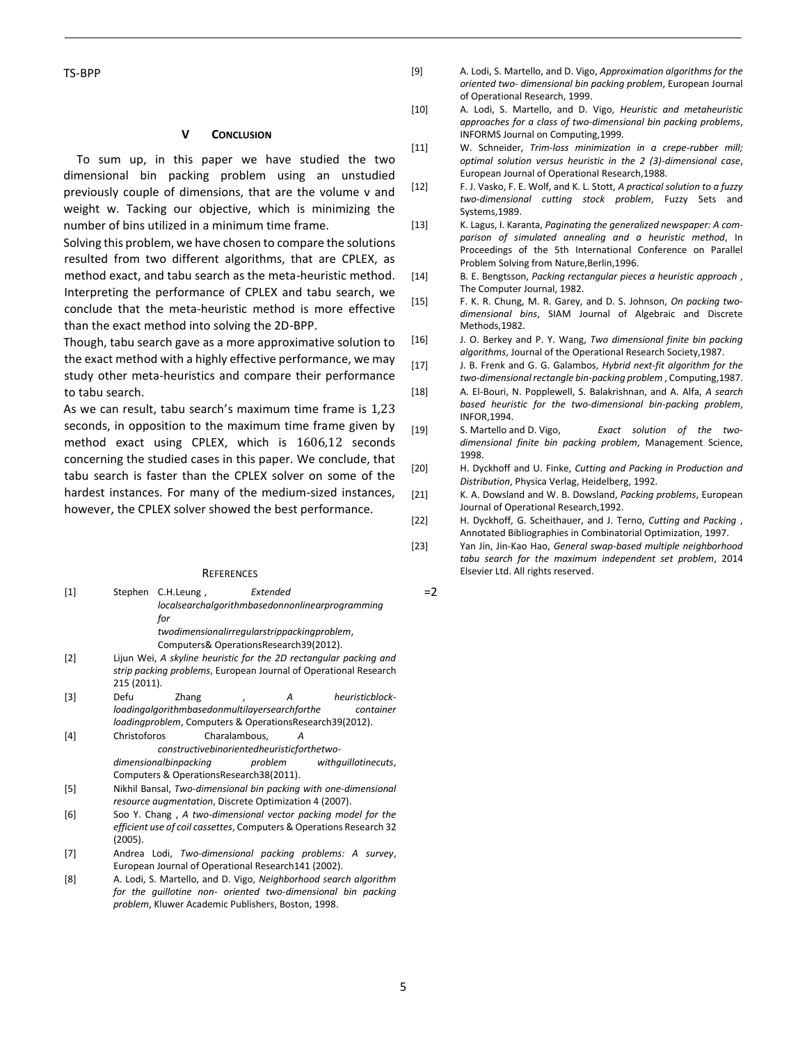TS-BPP

## V CONCLUSION

To sum up, in this paper we have studied the two dimensional bin packing problem using an unstudied previously couple of dimensions, that are the volume v and weight w. Tacking our objective, which is minimizing the number of bins utilized in a minimum time frame.

Solving this problem, we have chosen to compare the solutions resulted from two different algorithms, that are CPLEX, as method exact, and tabu search as the meta-heuristic method. Interpreting the performance of CPLEX and tabu search, we conclude that the meta-heuristic method is more effective than the exact method into solving the 2D-BPP.

Though, tabu search gave as a more approximative solution to the exact method with a highly effective performance, we may study other meta-heuristics and compare their performance to tabu search.

As we can result, tabu search's maximum time frame is 1,23 seconds, in opposition to the maximum time frame given by method exact using CPLEX, which is 1606,12 seconds concerning the studied cases in this paper. We conclude, that tabu search is faster than the CPLEX solver on some of the hardest instances. For many of the medium-sized instances, however, the CPLEX solver showed the best performance.

## REFERENCES

[1] Stephen C.H.Leung , *Extended localsearchalgorithmbasedonnonlinearprogramming for twodimensionalirregularstrippackingproblem*, Computers& OperationsResearch39(2012).

[2] Lijun Wei, *A skyline heuristic for the 2D rectangular packing and strip packing problems*, European Journal of Operational Research 215 (2011).

[3] Defu Zhang , *A heuristicblock-loadingalgorithmbasedonmultilayersearchforthe container loadingproblem*, Computers & OperationsResearch39(2012).

[4] Christoforos Charalambous, *A constructivebinorientedheuristicforthetwo-dimensionalbinpacking problem withguillotinecuts*, Computers & OperationsResearch38(2011).

[5] Nikhil Bansal, *Two-dimensional bin packing with one-dimensional resource augmentation*, Discrete Optimization 4 (2007).

[6] Soo Y. Chang , *A two-dimensional vector packing model for the efficient use of coil cassettes*, Computers & Operations Research 32 (2005).

[7] Andrea Lodi, *Two-dimensional packing problems: A survey*, European Journal of Operational Research141 (2002).

[8] A. Lodi, S. Martello, and D. Vigo, *Neighborhood search algorithm for the guillotine non- oriented two-dimensional bin packing problem*, Kluwer Academic Publishers, Boston, 1998.

[9] A. Lodi, S. Martello, and D. Vigo, *Approximation algorithms for the oriented two- dimensional bin packing problem*, European Journal of Operational Research, 1999.

[10] A. Lodi, S. Martello, and D. Vigo, *Heuristic and metaheuristic approaches for a class of two-dimensional bin packing problems*, INFORMS Journal on Computing,1999.

[11] W. Schneider, *Trim-loss minimization in a crepe-rubber mill; optimal solution versus heuristic in the 2 (3)-dimensional case*, European Journal of Operational Research,1988.

[12] F. J. Vasko, F. E. Wolf, and K. L. Stott, *A practical solution to a fuzzy two-dimensional cutting stock problem*, Fuzzy Sets and Systems,1989.

[13] K. Lagus, I. Karanta, *Paginating the generalized newspaper: A comparison of simulated annealing and a heuristic method*, In Proceedings of the 5th International Conference on Parallel Problem Solving from Nature,Berlin,1996.

[14] B. E. Bengtsson, *Packing rectangular pieces a heuristic approach* , The Computer Journal, 1982.

[15] F. K. R. Chung, M. R. Garey, and D. S. Johnson, *On packing two-dimensional bins*, SIAM Journal of Algebraic and Discrete Methods,1982.

[16] J. O. Berkey and P. Y. Wang, *Two dimensional finite bin packing algorithms*, Journal of the Operational Research Society,1987.

[17] J. B. Frenk and G. G. Galambos, *Hybrid next-fit algorithm for the two-dimensional rectangle bin-packing problem* , Computing,1987.

[18] A. El-Bouri, N. Popplewell, S. Balakrishnan, and A. Alfa, *A search based heuristic for the two-dimensional bin-packing problem*, INFOR,1994.

[19] S. Martello and D. Vigo, *Exact solution of the two-dimensional finite bin packing problem*, Management Science, 1998.

[20] H. Dyckhoff and U. Finke, *Cutting and Packing in Production and Distribution*, Physica Verlag, Heidelberg, 1992.

[21] K. A. Dowsland and W. B. Dowsland, *Packing problems*, European Journal of Operational Research,1992.

[22] H. Dyckhoff, G. Scheithauer, and J. Terno, *Cutting and Packing* , Annotated Bibliographies in Combinatorial Optimization, 1997.

[23] Yan Jin, Jin-Kao Hao, *General swap-based multiple neighborhood tabu search for the maximum independent set problem*, 2014 Elsevier Ltd. All rights reserved.

=2